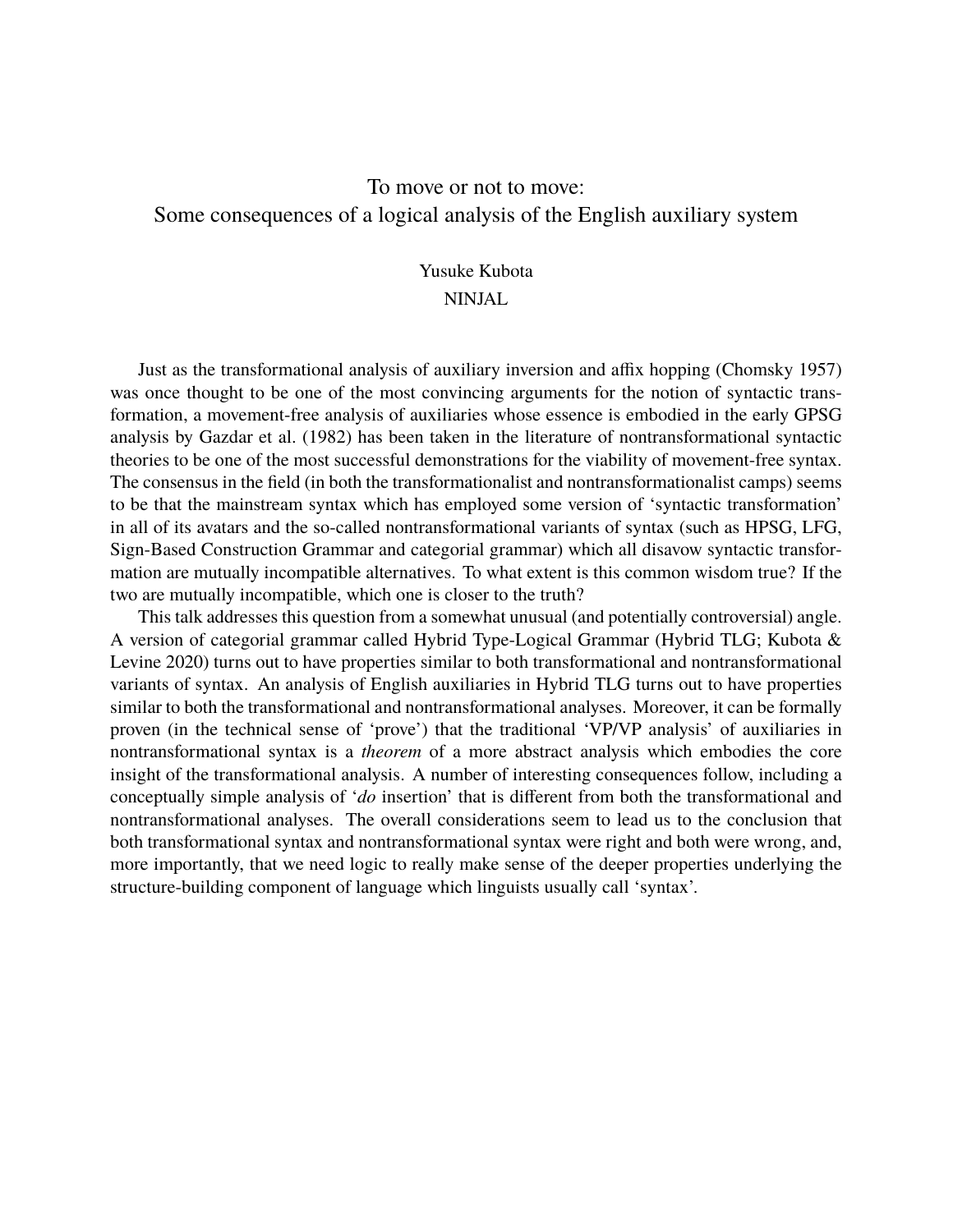# To move or not to move: Some consequences of a logical analysis of the English auxiliary system

Yusuke Kubota
NINJAL

Just as the transformational analysis of auxiliary inversion and affix hopping (Chomsky 1957) was once thought to be one of the most convincing arguments for the notion of syntactic transformation, a movement-free analysis of auxiliaries whose essence is embodied in the early GPSG analysis by Gazdar et al. (1982) has been taken in the literature of nontransformational syntactic theories to be one of the most successful demonstrations for the viability of movement-free syntax. The consensus in the field (in both the transformationalist and nontransformationalist camps) seems to be that the mainstream syntax which has employed some version of 'syntactic transformation' in all of its avatars and the so-called nontransformational variants of syntax (such as HPSG, LFG, Sign-Based Construction Grammar and categorial grammar) which all disavow syntactic transformation are mutually incompatible alternatives. To what extent is this common wisdom true? If the two are mutually incompatible, which one is closer to the truth?

This talk addresses this question from a somewhat unusual (and potentially controversial) angle. A version of categorial grammar called Hybrid Type-Logical Grammar (Hybrid TLG; Kubota & Levine 2020) turns out to have properties similar to both transformational and nontransformational variants of syntax. An analysis of English auxiliaries in Hybrid TLG turns out to have properties similar to both the transformational and nontransformational analyses. Moreover, it can be formally proven (in the technical sense of 'prove') that the traditional 'VP/VP analysis' of auxiliaries in nontransformational syntax is a *theorem* of a more abstract analysis which embodies the core insight of the transformational analysis. A number of interesting consequences follow, including a conceptually simple analysis of '*do* insertion' that is different from both the transformational and nontransformational analyses. The overall considerations seem to lead us to the conclusion that both transformational syntax and nontransformational syntax were right and both were wrong, and, more importantly, that we need logic to really make sense of the deeper properties underlying the structure-building component of language which linguists usually call 'syntax'.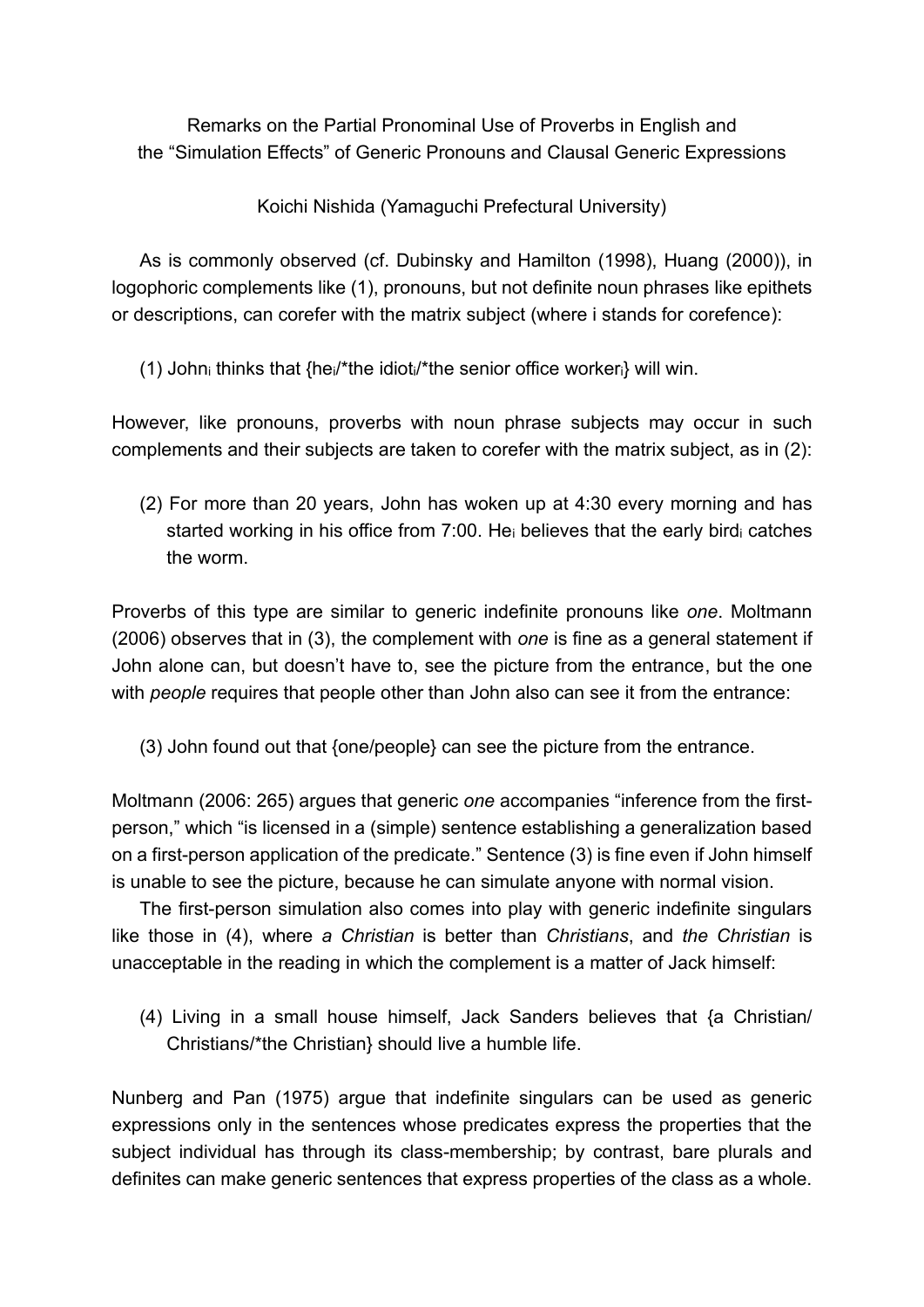Remarks on the Partial Pronominal Use of Proverbs in English and the "Simulation Effects" of Generic Pronouns and Clausal Generic Expressions

Koichi Nishida (Yamaguchi Prefectural University)

As is commonly observed (cf. Dubinsky and Hamilton (1998), Huang (2000)), in logophoric complements like (1), pronouns, but not definite noun phrases like epithets or descriptions, can corefer with the matrix subject (where i stands for corefence):

(1) John$_i$ thinks that {he$_i$/*the idiot$_i$/*the senior office worker$_i$} will win.

However, like pronouns, proverbs with noun phrase subjects may occur in such complements and their subjects are taken to corefer with the matrix subject, as in (2):

(2) For more than 20 years, John has woken up at 4:30 every morning and has started working in his office from 7:00. He$_i$ believes that the early bird$_i$ catches the worm.

Proverbs of this type are similar to generic indefinite pronouns like *one*. Moltmann (2006) observes that in (3), the complement with *one* is fine as a general statement if John alone can, but doesn't have to, see the picture from the entrance, but the one with *people* requires that people other than John also can see it from the entrance:

(3) John found out that {one/people} can see the picture from the entrance.

Moltmann (2006: 265) argues that generic *one* accompanies "inference from the first-person," which "is licensed in a (simple) sentence establishing a generalization based on a first-person application of the predicate." Sentence (3) is fine even if John himself is unable to see the picture, because he can simulate anyone with normal vision.

The first-person simulation also comes into play with generic indefinite singulars like those in (4), where *a Christian* is better than *Christians*, and *the Christian* is unacceptable in the reading in which the complement is a matter of Jack himself:

(4) Living in a small house himself, Jack Sanders believes that {a Christian/ Christians/*the Christian} should live a humble life.

Nunberg and Pan (1975) argue that indefinite singulars can be used as generic expressions only in the sentences whose predicates express the properties that the subject individual has through its class-membership; by contrast, bare plurals and definites can make generic sentences that express properties of the class as a whole.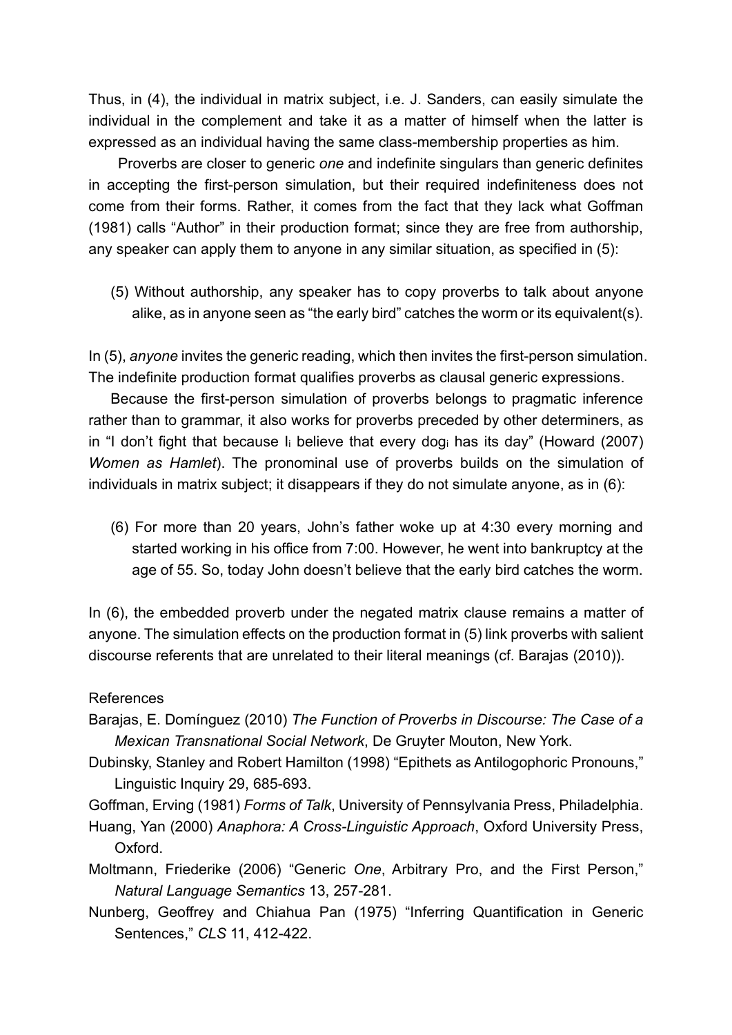Thus, in (4), the individual in matrix subject, i.e. J. Sanders, can easily simulate the individual in the complement and take it as a matter of himself when the latter is expressed as an individual having the same class-membership properties as him.

Proverbs are closer to generic *one* and indefinite singulars than generic definites in accepting the first-person simulation, but their required indefiniteness does not come from their forms. Rather, it comes from the fact that they lack what Goffman (1981) calls "Author" in their production format; since they are free from authorship, any speaker can apply them to anyone in any similar situation, as specified in (5):

(5) Without authorship, any speaker has to copy proverbs to talk about anyone alike, as in anyone seen as "the early bird" catches the worm or its equivalent(s).

In (5), *anyone* invites the generic reading, which then invites the first-person simulation. The indefinite production format qualifies proverbs as clausal generic expressions.

Because the first-person simulation of proverbs belongs to pragmatic inference rather than to grammar, it also works for proverbs preceded by other determiners, as in "I don't fight that because $I_i$ believe that every $dog_i$ has its day" (Howard (2007) *Women as Hamlet*). The pronominal use of proverbs builds on the simulation of individuals in matrix subject; it disappears if they do not simulate anyone, as in (6):

(6) For more than 20 years, John's father woke up at 4:30 every morning and started working in his office from 7:00. However, he went into bankruptcy at the age of 55. So, today John doesn't believe that the early bird catches the worm.

In (6), the embedded proverb under the negated matrix clause remains a matter of anyone. The simulation effects on the production format in (5) link proverbs with salient discourse referents that are unrelated to their literal meanings (cf. Barajas (2010)).

References

Barajas, E. Domínguez (2010) *The Function of Proverbs in Discourse: The Case of a Mexican Transnational Social Network*, De Gruyter Mouton, New York.

Dubinsky, Stanley and Robert Hamilton (1998) "Epithets as Antilogophoric Pronouns," Linguistic Inquiry 29, 685-693.

Goffman, Erving (1981) *Forms of Talk*, University of Pennsylvania Press, Philadelphia.

Huang, Yan (2000) *Anaphora: A Cross-Linguistic Approach*, Oxford University Press, Oxford.

Moltmann, Friederike (2006) "Generic *One*, Arbitrary Pro, and the First Person," *Natural Language Semantics* 13, 257-281.

Nunberg, Geoffrey and Chiahua Pan (1975) "Inferring Quantification in Generic Sentences," *CLS* 11, 412-422.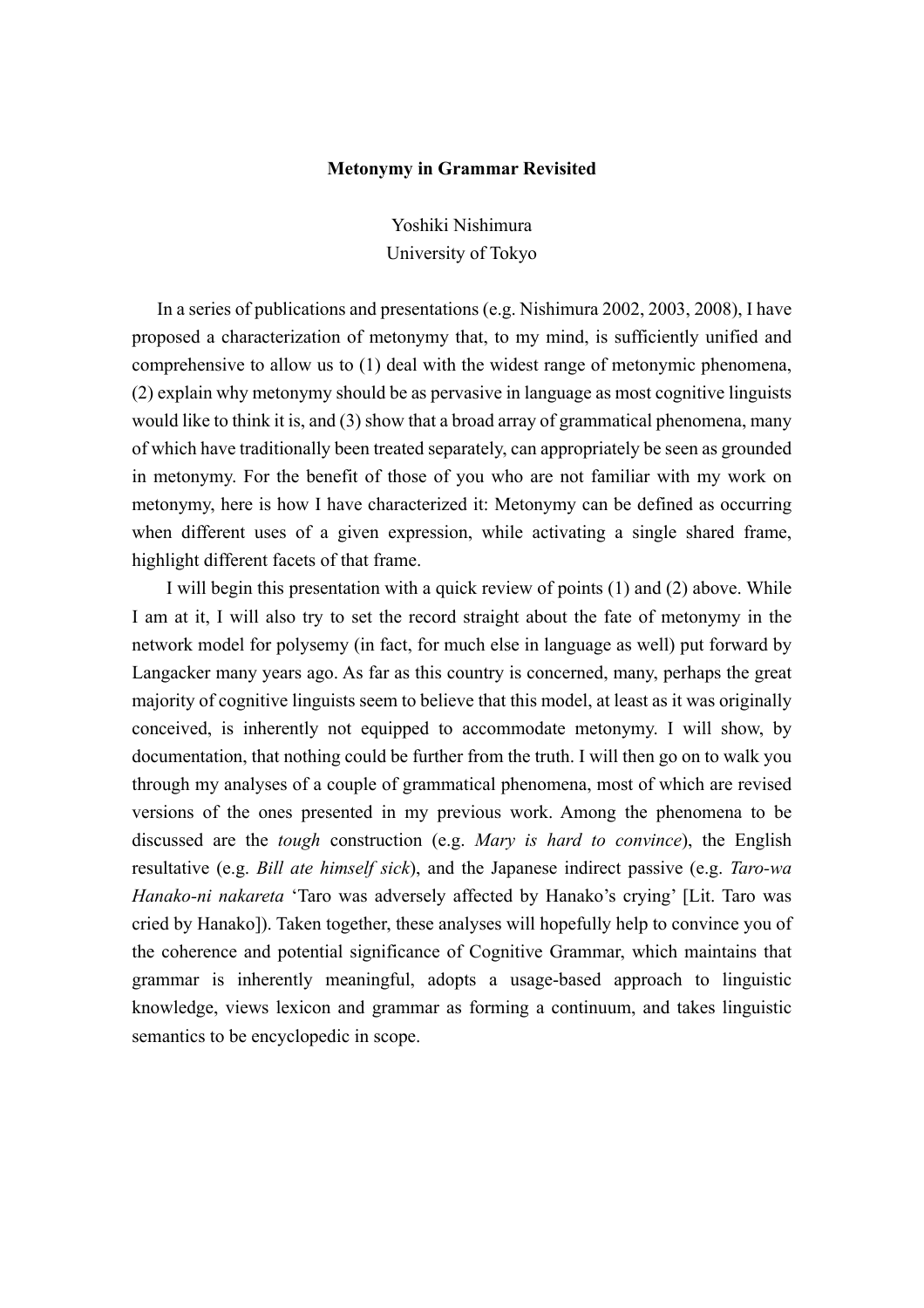# Metonymy in Grammar Revisited

Yoshiki Nishimura
University of Tokyo

In a series of publications and presentations (e.g. Nishimura 2002, 2003, 2008), I have proposed a characterization of metonymy that, to my mind, is sufficiently unified and comprehensive to allow us to (1) deal with the widest range of metonymic phenomena, (2) explain why metonymy should be as pervasive in language as most cognitive linguists would like to think it is, and (3) show that a broad array of grammatical phenomena, many of which have traditionally been treated separately, can appropriately be seen as grounded in metonymy. For the benefit of those of you who are not familiar with my work on metonymy, here is how I have characterized it: Metonymy can be defined as occurring when different uses of a given expression, while activating a single shared frame, highlight different facets of that frame.

I will begin this presentation with a quick review of points (1) and (2) above. While I am at it, I will also try to set the record straight about the fate of metonymy in the network model for polysemy (in fact, for much else in language as well) put forward by Langacker many years ago. As far as this country is concerned, many, perhaps the great majority of cognitive linguists seem to believe that this model, at least as it was originally conceived, is inherently not equipped to accommodate metonymy. I will show, by documentation, that nothing could be further from the truth. I will then go on to walk you through my analyses of a couple of grammatical phenomena, most of which are revised versions of the ones presented in my previous work. Among the phenomena to be discussed are the *tough* construction (e.g. *Mary is hard to convince*), the English resultative (e.g. *Bill ate himself sick*), and the Japanese indirect passive (e.g. *Taro-wa Hanako-ni nakareta* 'Taro was adversely affected by Hanako's crying' [Lit. Taro was cried by Hanako]). Taken together, these analyses will hopefully help to convince you of the coherence and potential significance of Cognitive Grammar, which maintains that grammar is inherently meaningful, adopts a usage-based approach to linguistic knowledge, views lexicon and grammar as forming a continuum, and takes linguistic semantics to be encyclopedic in scope.